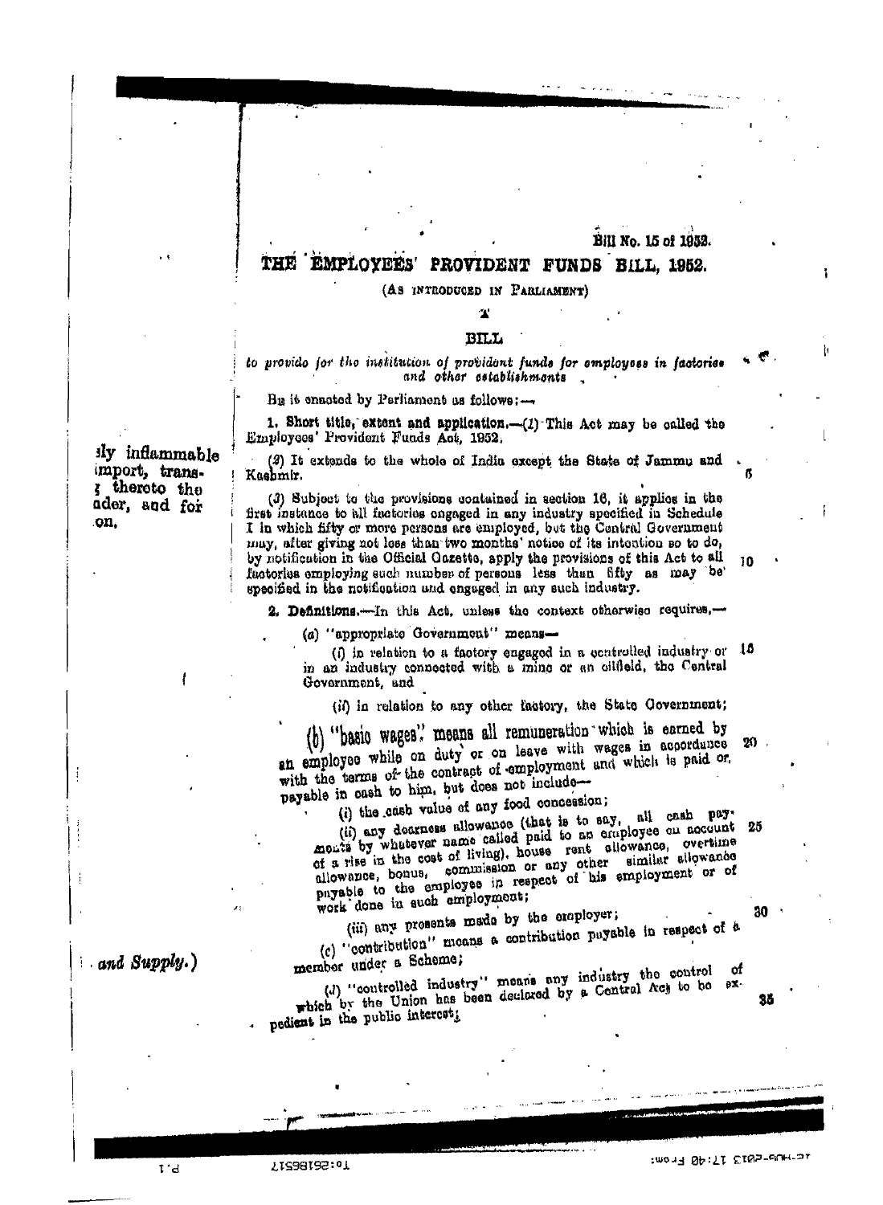Bill No. 15 of 1952.

# THE EMPLOYEES' PROVIDENT FUNDS BILL, 1952.

(AS INTRODUCED IN PARLIAMENT)

## A

## BILL

*to provide for the institution of provident funds for employees in factories and other establishments*

BE it enacted by Parliament as follows:—

**1. Short title, extent and application.**—(*1*) This Act may be called the Employees' Provident Funds Act, 1952.

(*2*) It extends to the whole of India except the State of Jammu and Kashmir.

(*3*) Subject to the provisions contained in section 16, it applies in the first instance to all factories engaged in any industry specified in Schedule I in which fifty or more persons are employed, but the Central Government may, after giving not less than two months' notice of its intention so to do, by notification in the Official Gazette, apply the provisions of this Act to all factories employing such number of persons less than fifty as may be specified in the notification and engaged in any such industry.

**2. Definitions.**—In this Act, unless the context otherwise requires,—

(*a*) "appropriate Government" means—

(*i*) in relation to a factory engaged in a controlled industry or in an industry connected with a mine or an oilfield, the Central Government, and

(*ii*) in relation to any other factory, the State Government;

(*b*) "basic wages" means all remuneration which is earned by an employee while on duty or on leave with wages in accordance with the terms of the contract of employment and which is paid or payable in cash to him, but does not include—

(*i*) the cash value of any food concession;

(*ii*) any dearness allowance (that is to say, all cash payments by whatever name called paid to an employee on account of a rise in the cost of living), house rent allowance, overtime allowance, bonus, commission or any other similar allowance payable to the employee in respect of his employment or of work done in such employment;

(*iii*) any presents made by the employer;

(*c*) "contribution" means a contribution payable in respect of a member under a Scheme;

(*d*) "controlled industry" means any industry the control of which by the Union has been declared by a Central Act to be expedient in the public interest;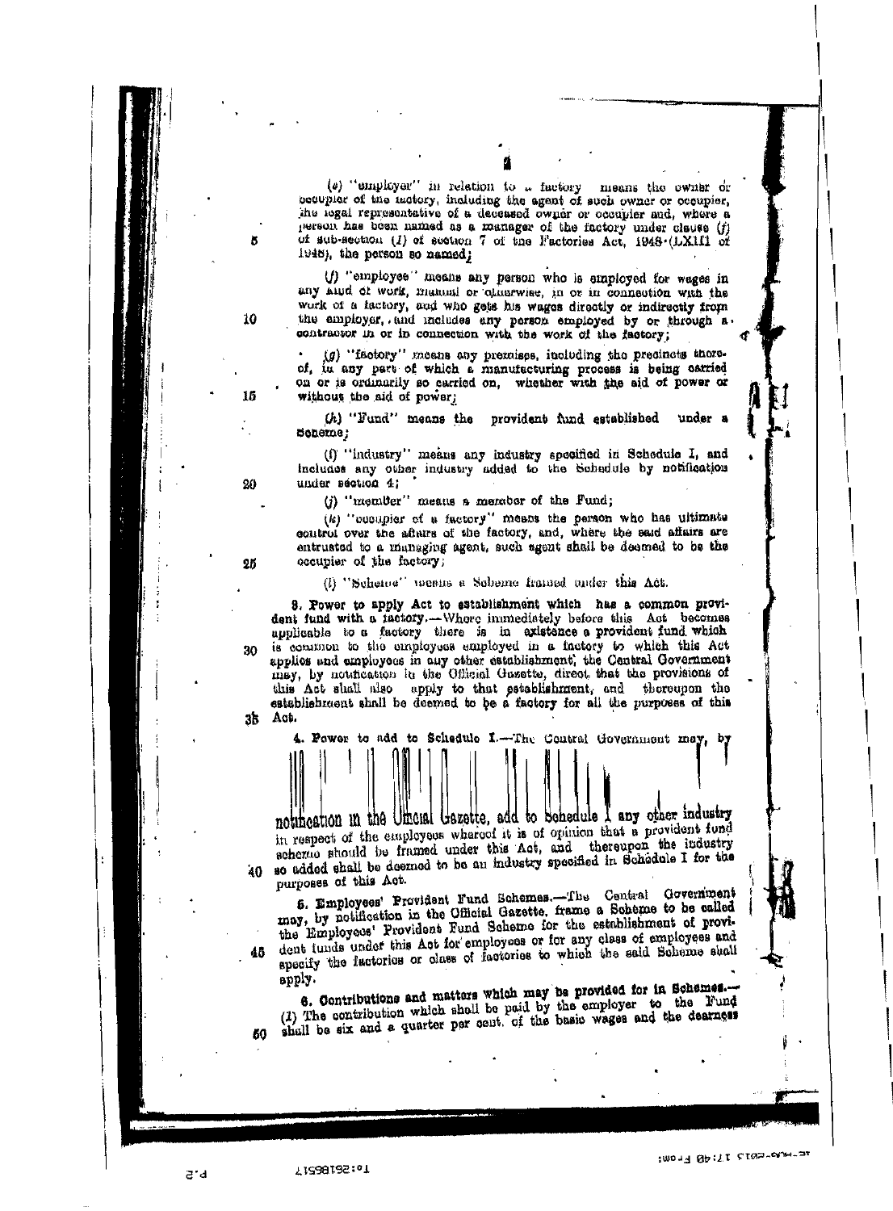(e) "employer" in relation to a factory means the owner or occupier of the factory, including the agent of such owner or occupier, the legal representative of a deceased owner or occupier and, where a person has been named as a manager of the factory under clause (f) of sub-section (1) of section 7 of the Factories Act, 1948 (LXIII of 1948), the person so named;

(f) "employee" means any person who is employed for wages in any kind of work, manual or otherwise, in or in connection with the work of a factory, and who gets his wages directly or indirectly from the employer, and includes any person employed by or through a contractor in or in connection with the work of the factory;

(g) "factory" means any premises, including the precincts thereof, in any part of which a manufacturing process is being carried on or is ordinarily so carried on, whether with the aid of power or without the aid of power;

(h) "Fund" means the provident fund established under a Scheme;

(i) "industry" means any industry specified in Schedule I, and includes any other industry added to the Schedule by notification under section 4;

(j) "member" means a member of the Fund;

(k) "occupier of a factory" means the person who has ultimate control over the affairs of the factory, and, where the said affairs are entrusted to a managing agent, such agent shall be deemed to be the occupier of the factory;

(l) "Scheme" means a Scheme framed under this Act.

**3. Power to apply Act to establishment which has a common provident fund with a factory.**—Where immediately before this Act becomes applicable to a factory there is in existence a provident fund which is common to the employees employed in a factory to which this Act applies and employees in any other establishment, the Central Government may, by notification in the Official Gazette, direct that the provisions of this Act shall also apply to that establishment, and thereupon the establishment shall be deemed to be a factory for all the purposes of this Act.

**4. Power to add to Schedule I.**—The Central Government may, by notification in the Official Gazette, add to Schedule I any other industry in respect of the employees whereof it is of opinion that a provident fund scheme should be framed under this Act, and thereupon the industry so added shall be deemed to be an industry specified in Schedule I for the purposes of this Act.

**5. Employees' Provident Fund Schemes.**—The Central Government may, by notification in the Official Gazette, frame a Scheme to be called the Employees' Provident Fund Scheme for the establishment of provident funds under this Act for employees or for any class of employees and specify the factories or class of factories to which the said Scheme shall apply.

**6. Contributions and matters which may be provided for in Schemes.**—(1) The contribution which shall be paid by the employer to the Fund shall be six and a quarter per cent. of the basic wages and the dearness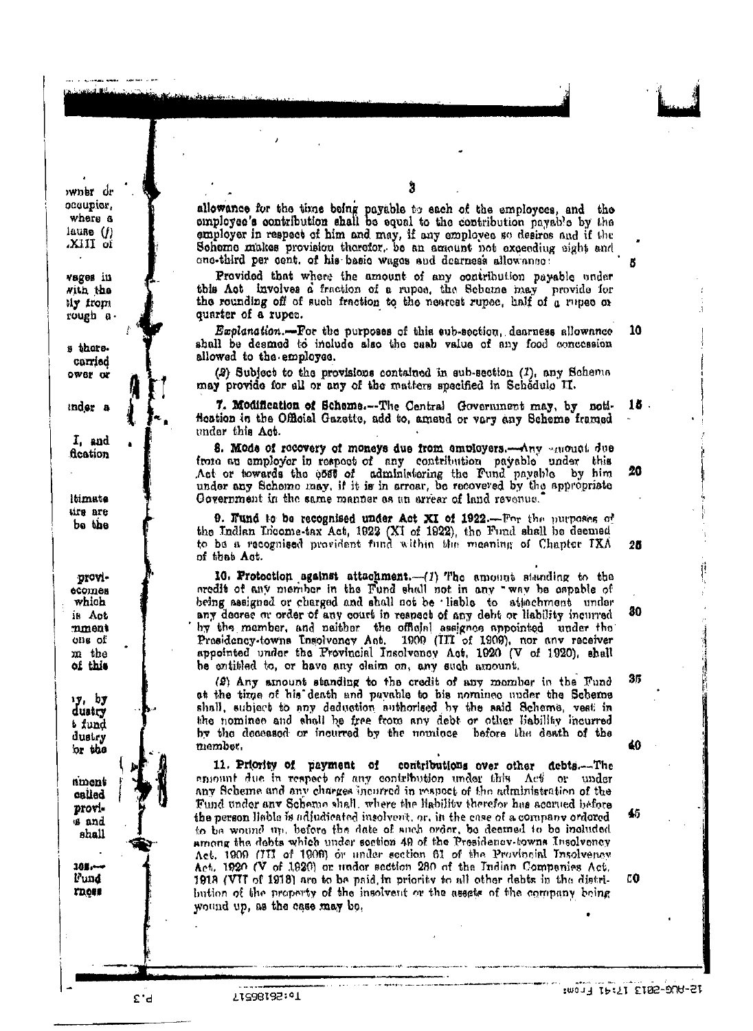allowance for the time being payable to each of the employees, and the employee's contribution shall be equal to the contribution payable by the employer in respect of him and may, if any employee so desires and if the Scheme makes provision therefor, be an amount not exceeding eight and one-third per cent. of his basic wages and dearness allowance:

Provided that where the amount of any contribution payable under this Act involves a fraction of a rupee, the Scheme may provide for the rounding off of such fraction to the nearest rupee, half of a rupee or quarter of a rupee.

*Explanation*.—For the purposes of this sub-section, dearness allowance shall be deemed to include also the cash value of any food concession allowed to the employee.

(2) Subject to the provisions contained in sub-section (1), any Scheme may provide for all or any of the matters specified in Schedule II.

**7. Modification of Scheme.**—The Central Government may, by notification in the Official Gazette, add to, amend or vary any Scheme framed under this Act.

**8. Mode of recovery of moneys due from employers.**—Any amount due from an employer in respect of any contribution payable under this Act or towards the cost of administering the Fund payable by him under any Scheme may, if it is in arrear, be recovered by the appropriate Government in the same manner as an arrear of land revenue.

**9. Fund to be recognised under Act XI of 1922.**—For the purposes of the Indian Income-tax Act, 1922 (XI of 1922), the Fund shall be deemed to be a recognised provident fund within the meaning of Chapter IXA of that Act.

**10. Protection against attachment.**—(1) The amount standing to the credit of any member in the Fund shall not in any way be capable of being assigned or charged and shall not be liable to attachment under any decree or order of any court in respect of any debt or liability incurred by the member, and neither the official assignee appointed under the Presidency-towns Insolvency Act, 1909 (III of 1909), nor any receiver appointed under the Provincial Insolvency Act, 1920 (V of 1920), shall be entitled to, or have any claim on, any such amount.

(2) Any amount standing to the credit of any member in the Fund at the time of his death and payable to his nominee under the Scheme shall, subject to any deduction authorised by the said Scheme, vest in the nominee and shall be free from any debt or other liability incurred by the deceased or incurred by the nominee before the death of the member.

**11. Priority of payment of contributions over other debts.**—The amount due in respect of any contribution under this Act or under any Scheme and any charges incurred in respect of the administration of the Fund under any Scheme shall, where the liability therefor has accrued before the person liable is adjudicated insolvent, or, in the case of a company ordered to be wound up, before the date of such order, be deemed to be included among the debts which under section 49 of the Presidency-towns Insolvency Act, 1909 (III of 1909) or under section 61 of the Provincial Insolvency Act, 1920 (V of 1920) or under section 230 of the Indian Companies Act, 1913 (VII of 1913) are to be paid, in priority to all other debts in the distribution of the property of the insolvent or the assets of the company being wound up, as the case may be.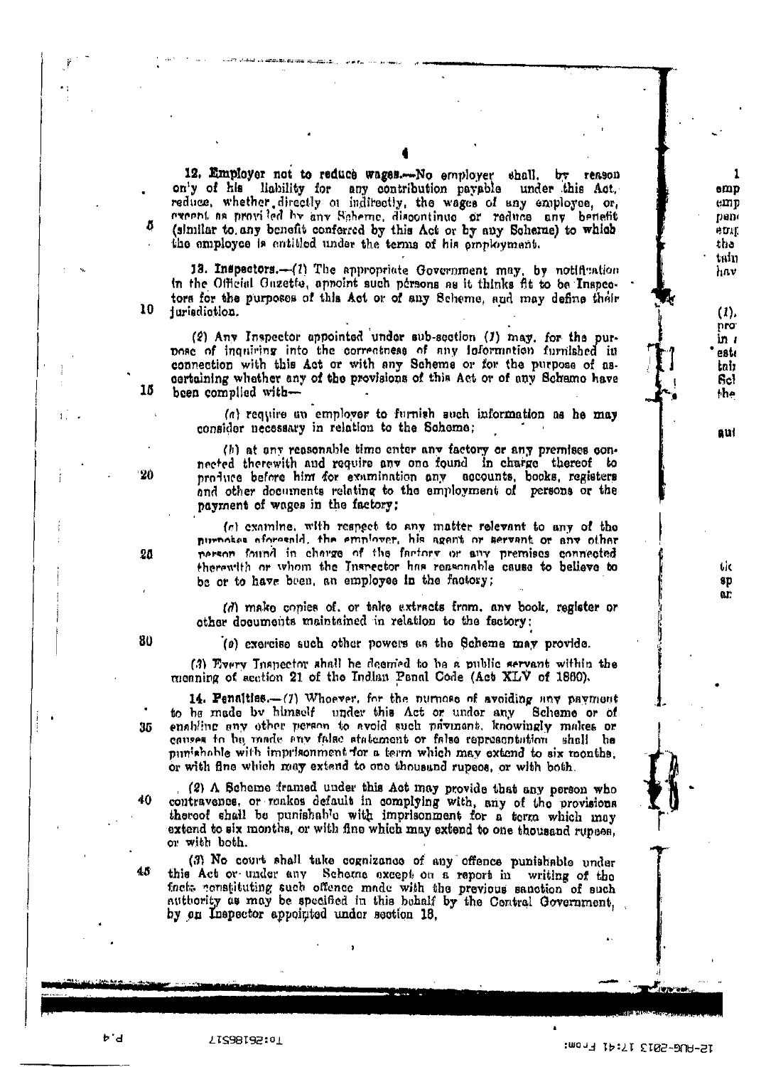**12. Employer not to reduce wages.**—No employer shall, by reason only of his liability for any contribution payable under this Act, reduce, whether directly or indirectly, the wages of any employee, or, except as provided by any Scheme, discontinue or reduce any benefit (similar to any benefit conferred by this Act or by any Scheme) to which the employee is entitled under the terms of his employment.

**13. Inspectors.**—(1) The appropriate Government may, by notification in the Official Gazette, appoint such persons as it thinks fit to be Inspectors for the purposes of this Act or of any Scheme, and may define their jurisdiction.

(2) Any Inspector appointed under sub-section (1) may, for the purpose of inquiring into the correctness of any information furnished in connection with this Act or with any Scheme or for the purpose of ascertaining whether any of the provisions of this Act or of any Scheme have been complied with—

(a) require an employer to furnish such information as he may consider necessary in relation to the Scheme;

(b) at any reasonable time enter any factory or any premises connected therewith and require any one found in charge thereof to produce before him for examination any accounts, books, registers and other documents relating to the employment of persons or the payment of wages in the factory;

(c) examine, with respect to any matter relevant to any of the purposes aforesaid, the employer, his agent or servant or any other person found in charge of the factory or any premises connected therewith or whom the Inspector has reasonable cause to believe to be or to have been, an employee in the factory;

(d) make copies of, or take extracts from, any book, register or other documents maintained in relation to the factory;

(e) exercise such other powers as the Scheme may provide.

(3) Every Inspector shall be deemed to be a public servant within the meaning of section 21 of the Indian Penal Code (Act XLV of 1860).

**14. Penalties.**—(1) Whoever, for the purpose of avoiding any payment to be made by himself under this Act or under any Scheme or of enabling any other person to avoid such payment, knowingly makes or causes to be made any false statement or false representation shall be punishable with imprisonment for a term which may extend to six months, or with fine which may extend to one thousand rupees, or with both.

(2) A Scheme framed under this Act may provide that any person who contravenes, or makes default in complying with, any of the provisions thereof shall be punishable with imprisonment for a term which may extend to six months, or with fine which may extend to one thousand rupees, or with both.

(3) No court shall take cognizance of any offence punishable under this Act or under any Scheme except on a report in writing of the facts constituting such offence made with the previous sanction of such authority as may be specified in this behalf by the Central Government, by an Inspector appointed under section 13.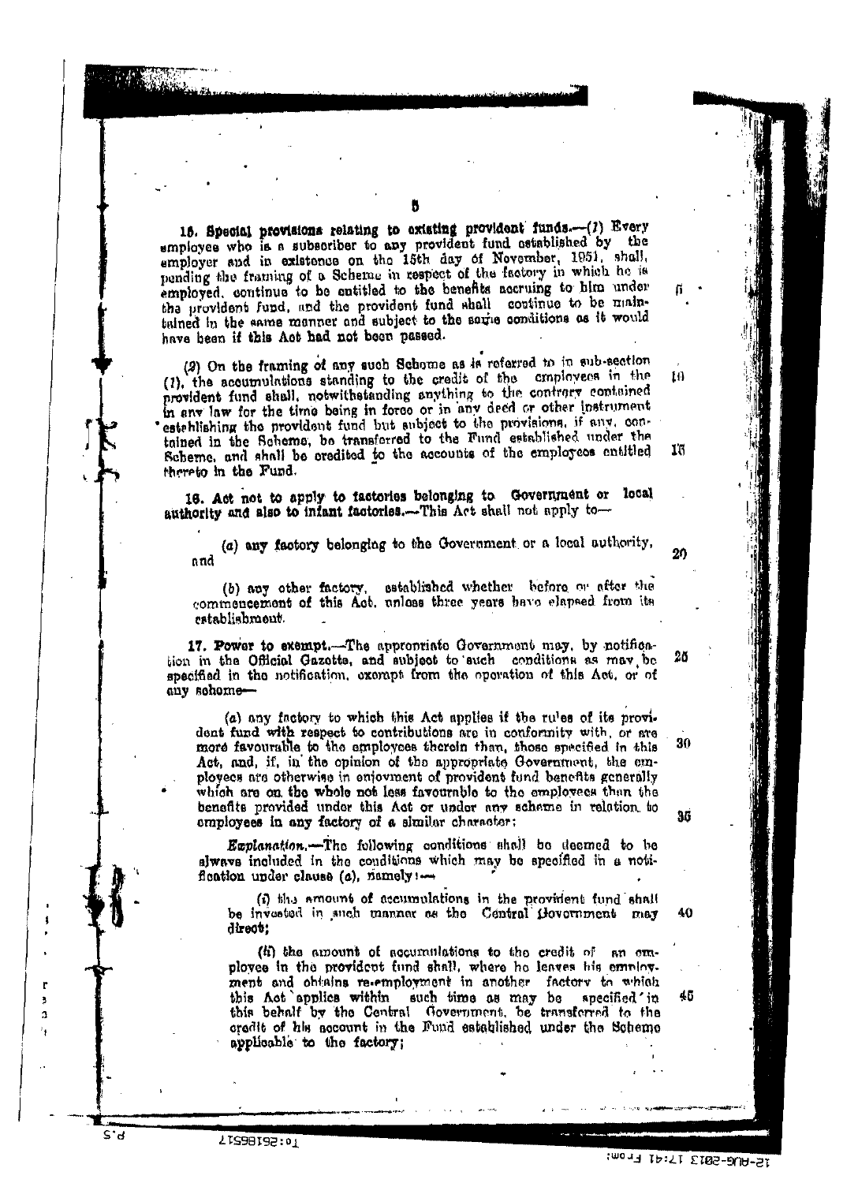**15. Special provisions relating to existing provident funds.**—(*1*) Every employee who is a subscriber to any provident fund established by the employer and in existence on the 15th day of November, 1951, shall, pending the framing of a Scheme in respect of the factory in which he is employed, continue to be entitled to the benefits accruing to him under the provident fund, and the provident fund shall continue to be maintained in the same manner and subject to the same conditions as it would have been if this Act had not been passed.

(*2*) On the framing of any such Scheme as is referred to in sub-section (*1*), the accumulations standing to the credit of the employees in the provident fund shall, notwithstanding anything to the contrary contained in any law for the time being in force or in any deed or other instrument establishing the provident fund but subject to the provisions, if any, contained in the Scheme, be transferred to the Fund established under the Scheme, and shall be credited to the accounts of the employees entitled thereto in the Fund.

**16. Act not to apply to factories belonging to Government or local authority and also to infant factories.**—This Act shall not apply to—

(*a*) any factory belonging to the Government or a local authority, and

(*b*) any other factory, established whether before or after the commencement of this Act, unless three years have elapsed from its establishment.

**17. Power to exempt.**—The appropriate Government may, by notification in the Official Gazette, and subject to such conditions as may be specified in the notification, exempt from the operation of this Act, or of any scheme—

(*a*) any factory to which this Act applies if the rules of its provident fund with respect to contributions are in conformity with, or are more favourable to the employees therein than, those specified in this Act, and, if, in the opinion of the appropriate Government, the employees are otherwise in enjoyment of provident fund benefits generally which are on the whole not less favourable to the employees than the benefits provided under this Act or under any scheme in relation to employees in any factory of a similar character;

*Explanation.*—The following conditions shall be deemed to be always included in the conditions which may be specified in a notification under clause (*a*), namely:—

(*i*) the amount of accumulations in the provident fund shall be invested in such manner as the Central Government may direct;

(*ii*) the amount of accumulations to the credit of an employee in the provident fund shall, where he leaves his employment and obtains re-employment in another factory to which this Act applies within such time as may be specified in this behalf by the Central Government, be transferred to the credit of his account in the Fund established under the Scheme applicable to the factory;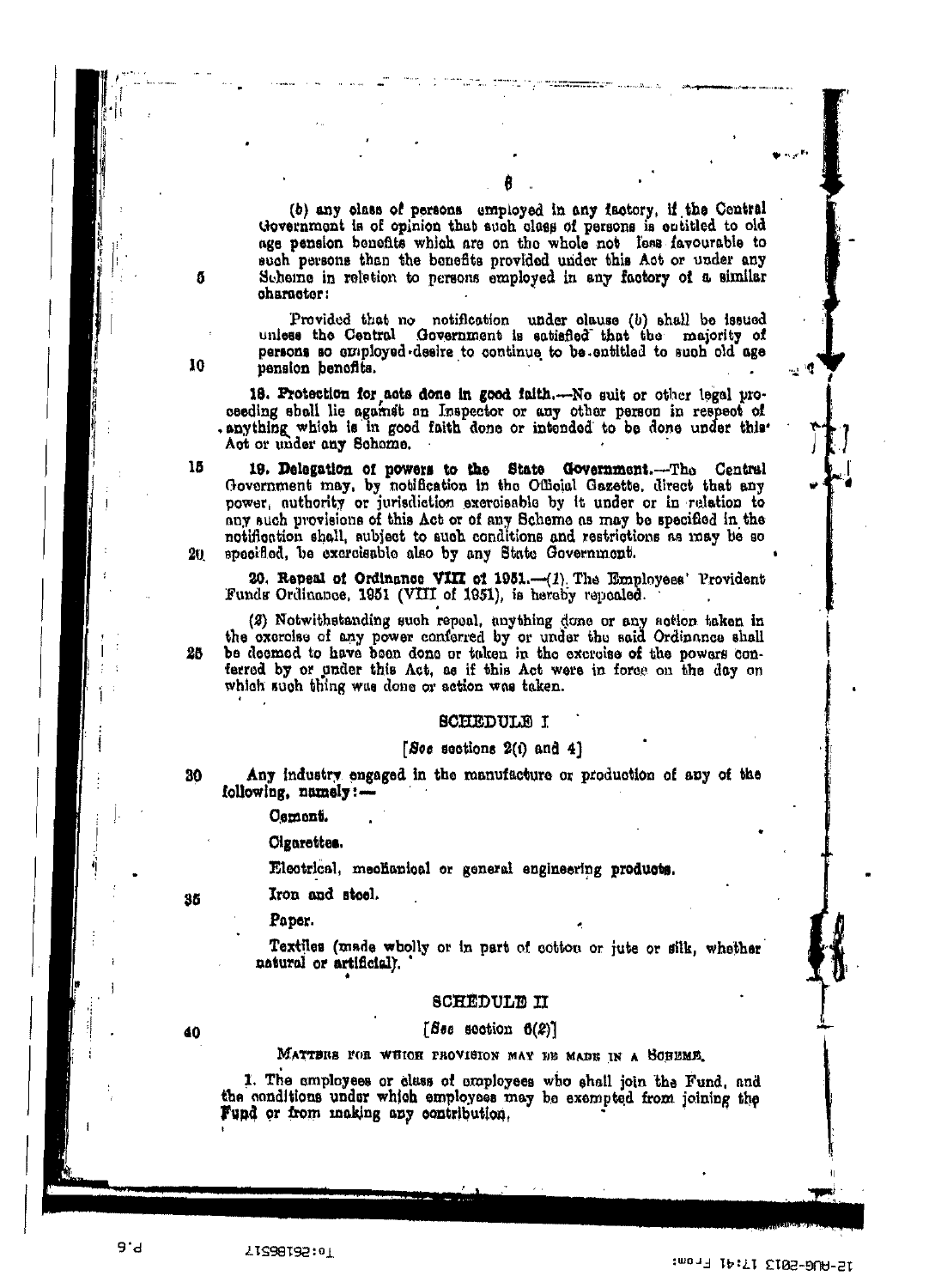(b) any class of persons employed in any factory, if the Central Government is of opinion that such class of persons is entitled to old age pension benefits which are on the whole not less favourable to such persons than the benefits provided under this Act or under any Scheme in relation to persons employed in any factory of a similar character:

Provided that no notification under clause (b) shall be issued unless the Central Government is satisfied that the majority of persons so employed desire to continue to be entitled to such old age pension benefits.

**18. Protection for acts done in good faith.**—No suit or other legal proceeding shall lie against an Inspector or any other person in respect of anything which is in good faith done or intended to be done under this Act or under any Scheme.

**19. Delegation of powers to the State Government.**—The Central Government may, by notification in the Official Gazette, direct that any power, authority or jurisdiction exercisable by it under or in relation to any such provisions of this Act or of any Scheme as may be specified in the notification shall, subject to such conditions and restrictions as may be so specified, be exercisable also by any State Government.

**20. Repeal of Ordinance VIII of 1951.**—(1) The Employees' Provident Funds Ordinance, 1951 (VIII of 1951), is hereby repealed.

(2) Notwithstanding such repeal, anything done or any action taken in the exercise of any power conferred by or under the said Ordinance shall be deemed to have been done or taken in the exercise of the powers conferred by or under this Act, as if this Act were in force on the day on which such thing was done or action was taken.

## SCHEDULE I

[*See* sections 2(i) and 4]

Any industry engaged in the manufacture or production of any of the following, namely:—

Cement.

Cigarettes.

Electrical, mechanical or general engineering products.

Iron and steel.

Paper.

Textiles (made wholly or in part of cotton or jute or silk, whether natural or artificial).

## SCHEDULE II

[*See* section 5(2)]

MATTERS FOR WHICH PROVISION MAY BE MADE IN A SCHEME.

1. The employees or class of employees who shall join the Fund, and the conditions under which employees may be exempted from joining the Fund or from making any contribution.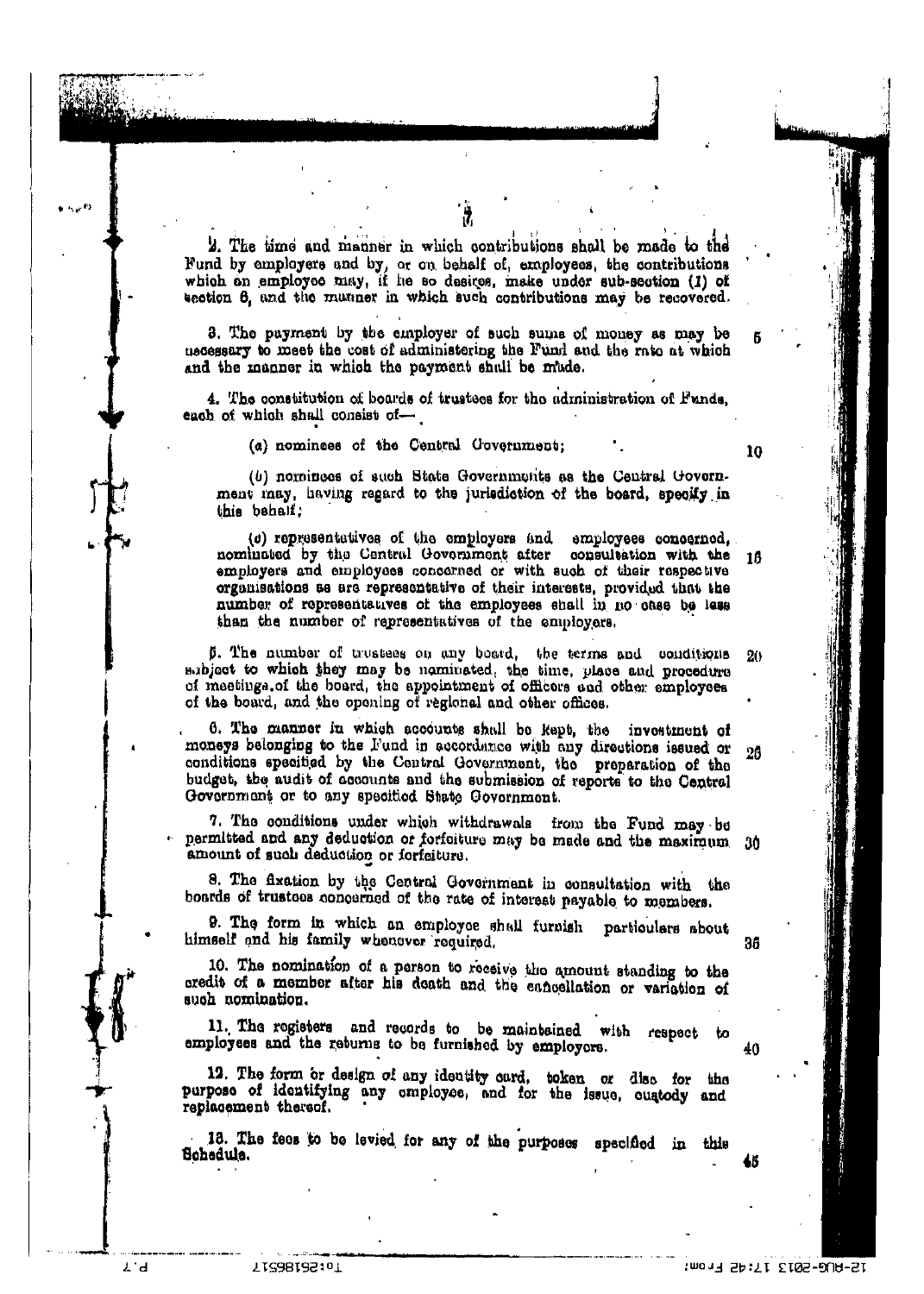2. The time and manner in which contributions shall be made to the Fund by employers and by, or on behalf of, employees, the contributions which an employee may, if he so desires, make under sub-section (1) of section 6, and the manner in which such contributions may be recovered.

3. The payment by the employer of such sums of money as may be necessary to meet the cost of administering the Fund and the rate at which and the manner in which the payment shall be made.

4. The constitution of boards of trustees for the administration of Funds, each of which shall consist of—

(a) nominees of the Central Government;

(b) nominees of such State Governments as the Central Government may, having regard to the jurisdiction of the board, specify in this behalf;

(c) representatives of the employers and employees concerned, nominated by the Central Government after consultation with the employers and employees concerned or with such of their respective organisations as are representative of their interests, provided that the number of representatives of the employees shall in no case be less than the number of representatives of the employers.

5. The number of trustees on any board, the terms and conditions subject to which they may be nominated, the time, place and procedure of meetings of the board, the appointment of officers and other employees of the board, and the opening of regional and other offices.

6. The manner in which accounts shall be kept, the investment of moneys belonging to the Fund in accordance with any directions issued or conditions specified by the Central Government, the preparation of the budget, the audit of accounts and the submission of reports to the Central Government or to any specified State Government.

7. The conditions under which withdrawals from the Fund may be permitted and any deduction or forfeiture may be made and the maximum amount of such deduction or forfeiture.

8. The fixation by the Central Government in consultation with the boards of trustees concerned of the rate of interest payable to members.

9. The form in which an employee shall furnish particulars about himself and his family whenever required.

10. The nomination of a person to receive the amount standing to the credit of a member after his death and the cancellation or variation of such nomination.

11. The registers and records to be maintained with respect to employees and the returns to be furnished by employers.

12. The form or design of any identity card, token or disc for the purpose of identifying any employee, and for the issue, custody and replacement thereof.

13. The fees to be levied for any of the purposes specified in this Schedule.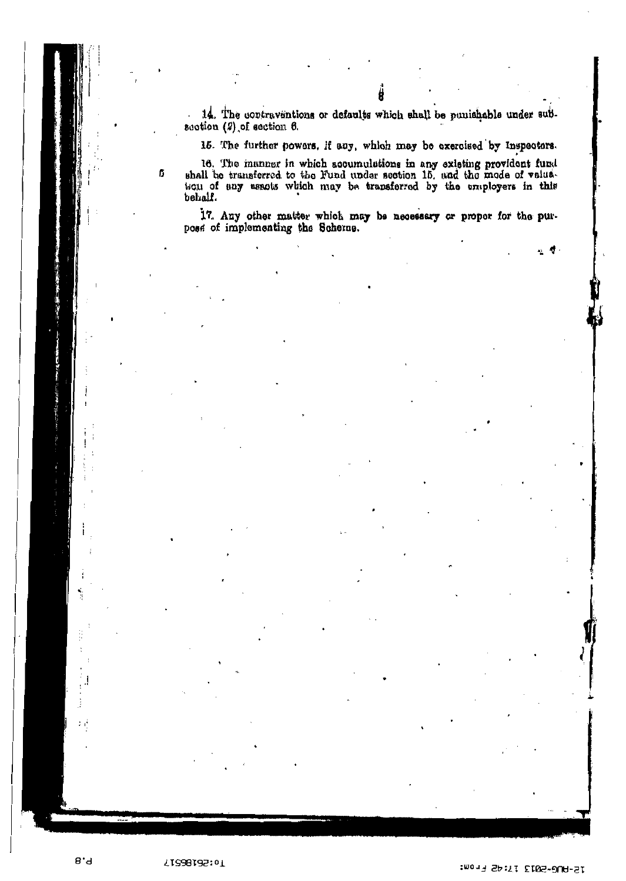14. The contraventions or defaults which shall be punishable under sub-section (2) of section 6.

15. The further powers, if any, which may be exercised by Inspectors.

16. The manner in which accumulations in any existing provident fund shall be transferred to the Fund under section 15, and the mode of valuation of any assets which may be transferred by the employers in this behalf.

17. Any other matter which may be necessary or proper for the purpose of implementing the Scheme.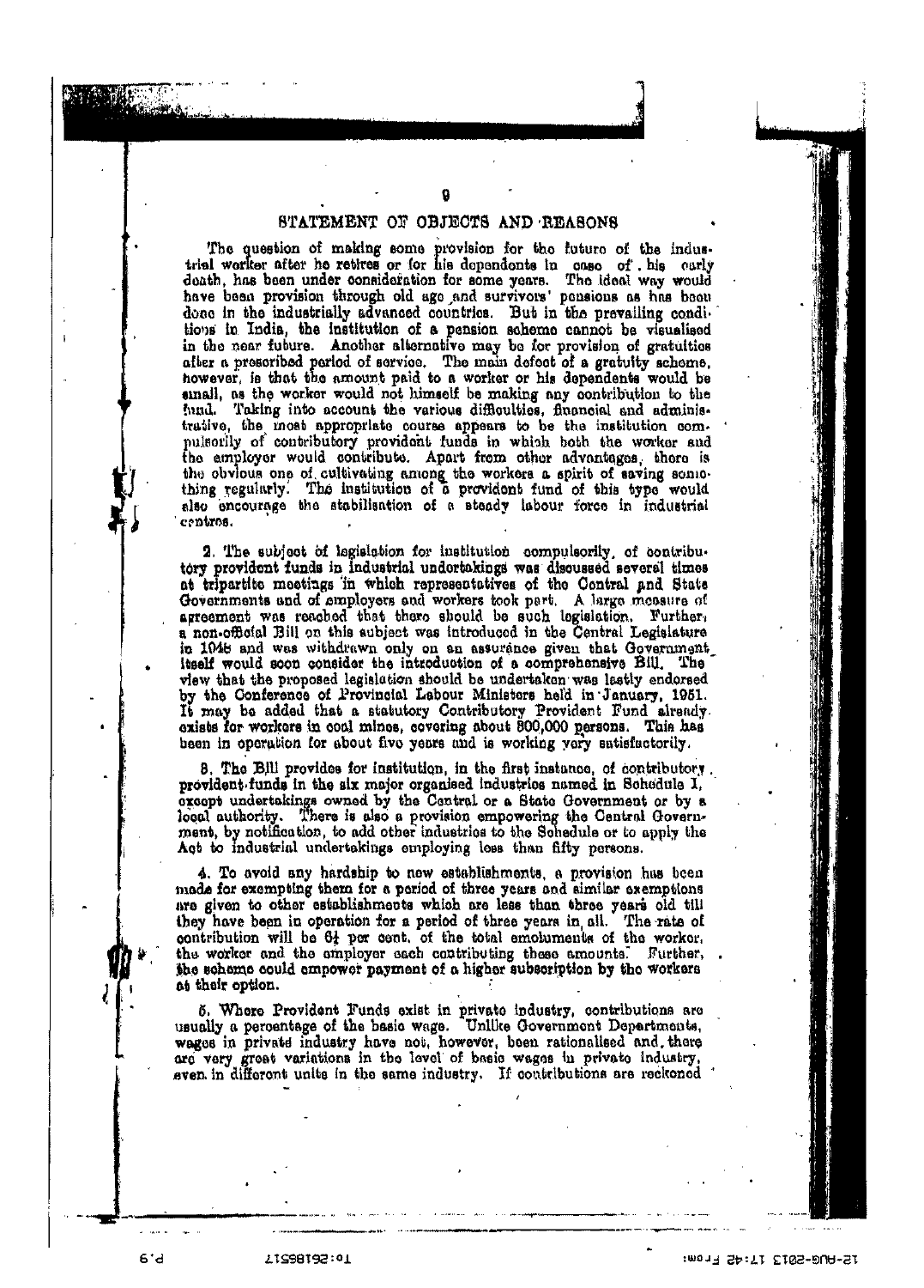## STATEMENT OF OBJECTS AND REASONS

The question of making some provision for the future of the industrial worker after he retires or for his dependents in case of his early death, has been under consideration for some years. The ideal way would have been provision through old age and survivors' pensions as has been done in the industrially advanced countries. But in the prevailing conditions in India, the institution of a pension scheme cannot be visualised in the near future. Another alternative may be for provision of gratuities after a prescribed period of service. The main defect of a gratuity scheme, however, is that the amount paid to a worker or his dependents would be small, as the worker would not himself be making any contribution to the fund. Taking into account the various difficulties, financial and administrative, the most appropriate course appears to be the institution compulsorily of contributory provident funds in which both the worker and the employer would contribute. Apart from other advantages, there is the obvious one of cultivating among the workers a spirit of saving something regularly. The institution of a provident fund of this type would also encourage the stabilisation of a steady labour force in industrial centres.

2. The subject of legislation for institution compulsorily, of contributory provident funds in industrial undertakings was discussed several times at tripartite meetings in which representatives of the Central and State Governments and of employers and workers took part. A large measure of agreement was reached that there should be such legislation. Further, a non-official Bill on this subject was introduced in the Central Legislature in 1948 and was withdrawn only on an assurance given that Government itself would soon consider the introduction of a comprehensive Bill. The view that the proposed legislation should be undertaken was lastly endorsed by the Conference of Provincial Labour Ministers held in January, 1951. It may be added that a statutory Contributory Provident Fund already exists for workers in coal mines, covering about 300,000 persons. This has been in operation for about five years and is working very satisfactorily.

3. The Bill provides for institution, in the first instance, of contributory provident funds in the six major organised industries named in Schedule I, except undertakings owned by the Central or a State Government or by a local authority. There is also a provision empowering the Central Government, by notification, to add other industries to the Schedule or to apply the Act to industrial undertakings employing less than fifty persons.

4. To avoid any hardship to new establishments, a provision has been made for exempting them for a period of three years and similar exemptions are given to other establishments which are less than three years old till they have been in operation for a period of three years in all. The rate of contribution will be 6¼ per cent. of the total emoluments of the worker, the worker and the employer each contributing these amounts. Further, the scheme could empower payment of a higher subscription by the workers at their option.

5. Where Provident Funds exist in private industry, contributions are usually a percentage of the basic wage. Unlike Government Departments, wages in private industry have not, however, been rationalised and, there are very great variations in the level of basic wages in private industry, even in different units in the same industry. If contributions are reckoned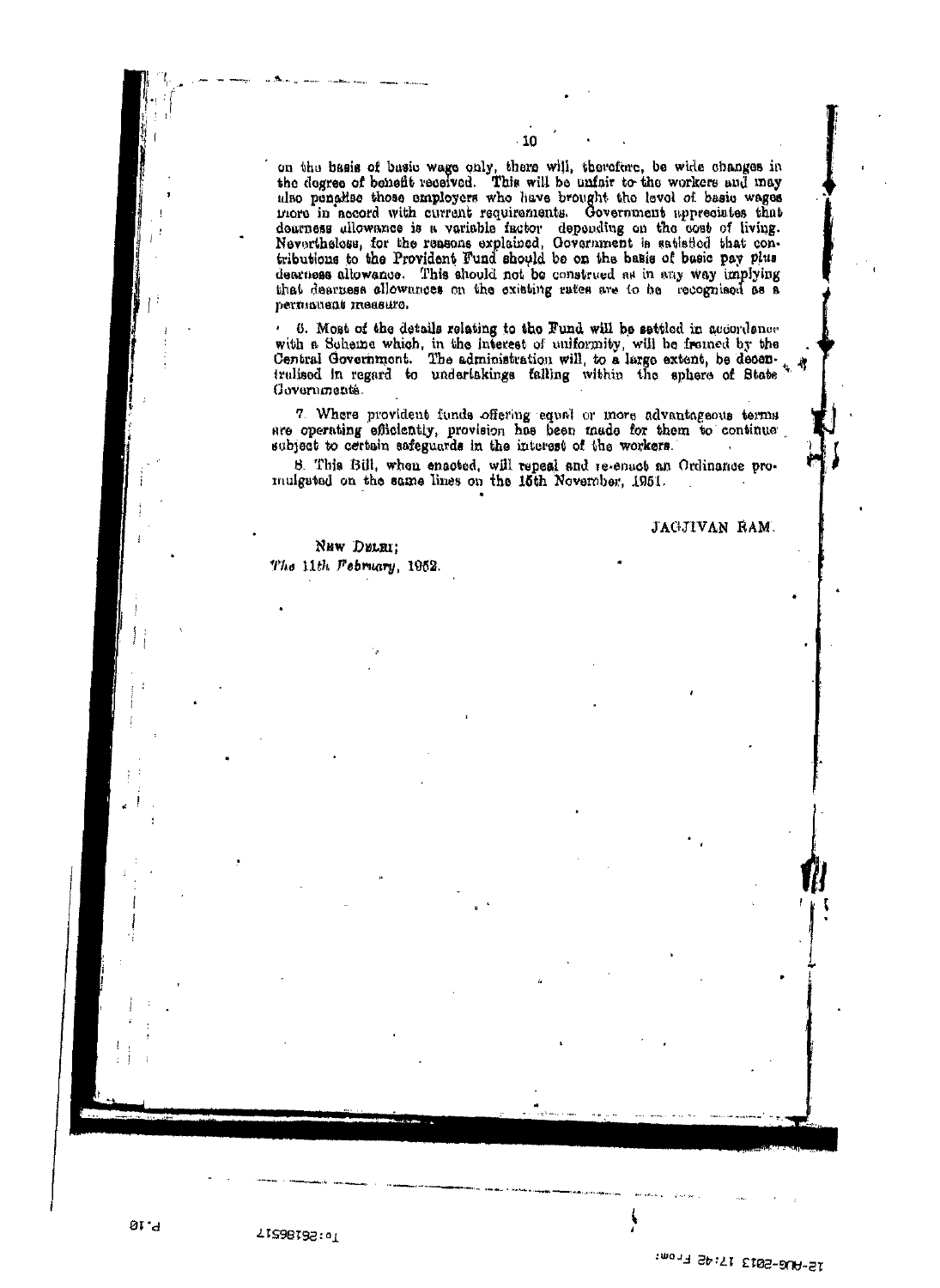on the basis of basic wage only, there will, therefore, be wide changes in the degree of benefit received. This will be unfair to the workers and may also penalise those employers who have brought the level of basic wages more in accord with current requirements. Government appreciates that dearness allowance is a variable factor depending on the cost of living. Nevertheless, for the reasons explained, Government is satisfied that contributions to the Provident Fund should be on the basis of basic pay plus dearness allowance. This should not be construed as in any way implying that dearness allowances on the existing rates are to be recognised as a permanent measure.

6. Most of the details relating to the Fund will be settled in accordance with a Scheme which, in the interest of uniformity, will be framed by the Central Government. The administration will, to a large extent, be decentralised in regard to undertakings falling within the sphere of State Governments.

7. Where provident funds offering equal or more advantageous terms are operating efficiently, provision has been made for them to continue subject to certain safeguards in the interest of the workers.

8. This Bill, when enacted, will repeal and re-enact an Ordinance promulgated on the same lines on the 15th November, 1951.

JAGJIVAN RAM.

NEW DELHI;

*The 11th February*, 1952.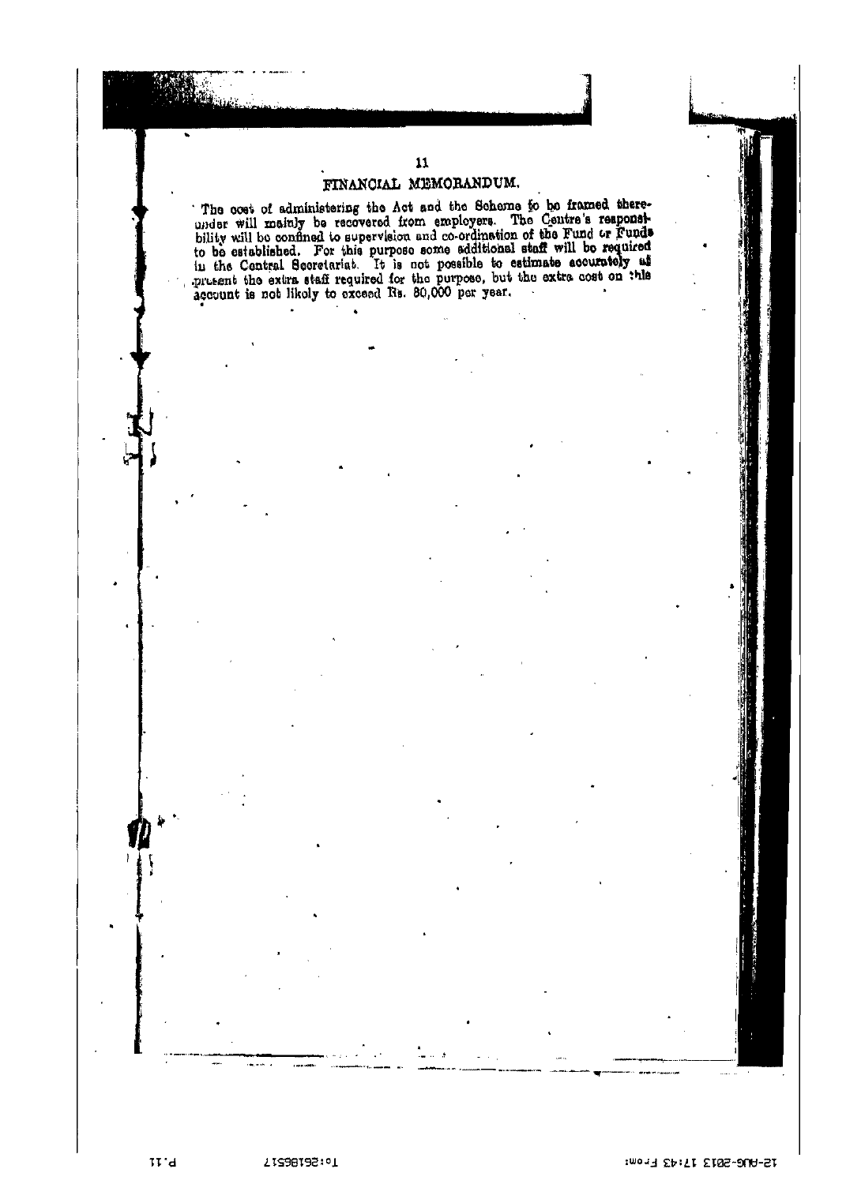## FINANCIAL MEMORANDUM.

The cost of administering the Act and the Scheme to be framed thereunder will mainly be recovered from employers. The Centre's responsibility will be confined to supervision and co-ordination of the Fund or Funds to be established. For this purpose some additional staff will be required in the Central Secretariat. It is not possible to estimate accurately at present the extra staff required for the purpose, but the extra cost on this account is not likely to exceed Rs. 80,000 per year.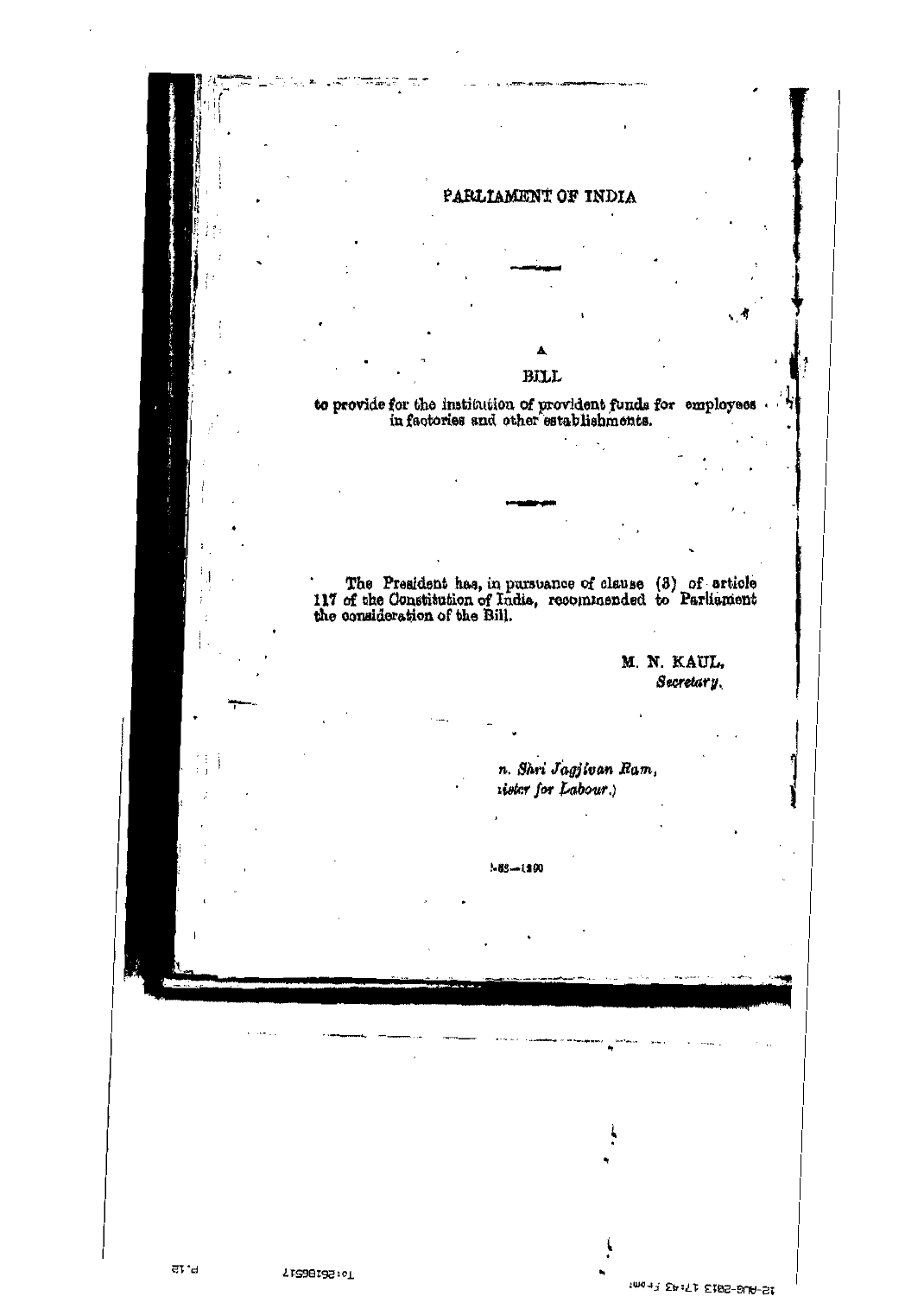PARLIAMENT OF INDIA

A

BILL

to provide for the institution of provident funds for employees in factories and other establishments.

The President has, in pursuance of clause (3) of article 117 of the Constitution of India, recommended to Parliament the consideration of the Bill.

M. N. KAUL,
*Secretary.*

(*n. Shri Jagjivan Ram,*
*nister for Labour.*)

-85—1200